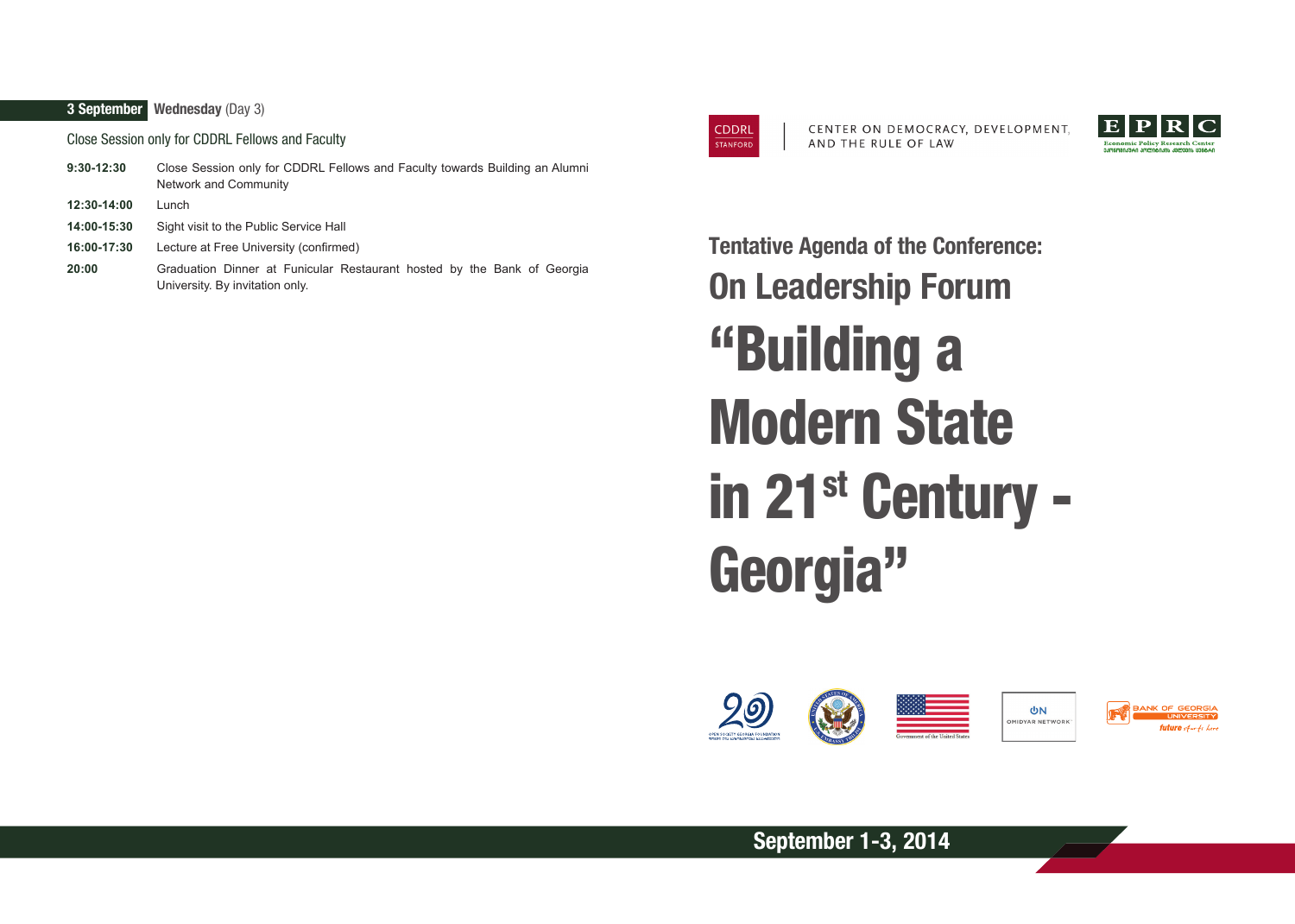**3 September** **Wednesday** (Day 3)

Close Session only for CDDRL Fellows and Faculty

| | |
|---|---|
| **9:30-12:30** | Close Session only for CDDRL Fellows and Faculty towards Building an Alumni Network and Community |
| **12:30-14:00** | Lunch |
| **14:00-15:30** | Sight visit to the Public Service Hall |
| **16:00-17:30** | Lecture at Free University (confirmed) |
| **20:00** | Graduation Dinner at Funicular Restaurant hosted by the Bank of Georgia University. By invitation only. |

CDDRL STANFORD | CENTER ON DEMOCRACY, DEVELOPMENT, AND THE RULE OF LAW

EPRC Economic Policy Research Center

## Tentative Agenda of the Conference:

## On Leadership Forum

# "Building a Modern State in 21st Century - Georgia"

Open Society Georgia Foundation

Government of the United States

Omidyar Network

Bank of Georgia University — future starts here

**September 1-3, 2014**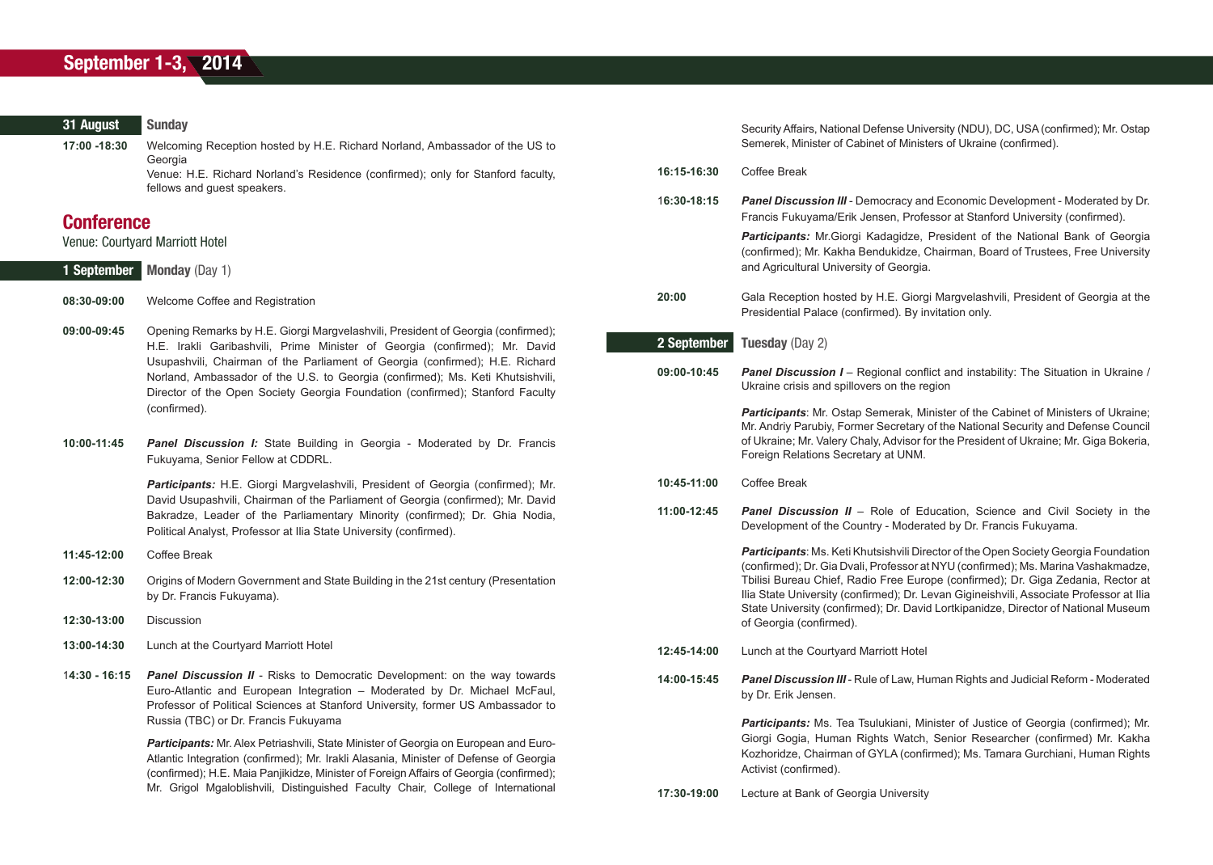## September 1-3, 2014

**31 August** **Sunday**

**17:00 -18:30** Welcoming Reception hosted by H.E. Richard Norland, Ambassador of the US to Georgia
Venue: H.E. Richard Norland's Residence (confirmed); only for Stanford faculty, fellows and guest speakers.

## Conference

Venue: Courtyard Marriott Hotel

**1 September** **Monday** (Day 1)

**08:30-09:00** Welcome Coffee and Registration

**09:00-09:45** Opening Remarks by H.E. Giorgi Margvelashvili, President of Georgia (confirmed); H.E. Irakli Garibashvili, Prime Minister of Georgia (confirmed); Mr. David Usupashvili, Chairman of the Parliament of Georgia (confirmed); H.E. Richard Norland, Ambassador of the U.S. to Georgia (confirmed); Ms. Keti Khutsishvili, Director of the Open Society Georgia Foundation (confirmed); Stanford Faculty (confirmed).

**10:00-11:45** ***Panel Discussion I:*** State Building in Georgia - Moderated by Dr. Francis Fukuyama, Senior Fellow at CDDRL.

***Participants:*** H.E. Giorgi Margvelashvili, President of Georgia (confirmed); Mr. David Usupashvili, Chairman of the Parliament of Georgia (confirmed); Mr. David Bakradze, Leader of the Parliamentary Minority (confirmed); Dr. Ghia Nodia, Political Analyst, Professor at Ilia State University (confirmed).

**11:45-12:00** Coffee Break

**12:00-12:30** Origins of Modern Government and State Building in the 21st century (Presentation by Dr. Francis Fukuyama).

**12:30-13:00** Discussion

**13:00-14:30** Lunch at the Courtyard Marriott Hotel

**14:30 - 16:15** ***Panel Discussion II*** - Risks to Democratic Development: on the way towards Euro-Atlantic and European Integration – Moderated by Dr. Michael McFaul, Professor of Political Sciences at Stanford University, former US Ambassador to Russia (TBC) or Dr. Francis Fukuyama

***Participants:*** Mr. Alex Petriashvili, State Minister of Georgia on European and Euro-Atlantic Integration (confirmed); Mr. Irakli Alasania, Minister of Defense of Georgia (confirmed); H.E. Maia Panjikidze, Minister of Foreign Affairs of Georgia (confirmed); Mr. Grigol Mgaloblishvili, Distinguished Faculty Chair, College of International Security Affairs, National Defense University (NDU), DC, USA (confirmed); Mr. Ostap Semerek, Minister of Cabinet of Ministers of Ukraine (confirmed).

**16:15-16:30** Coffee Break

**16:30-18:15** ***Panel Discussion III*** - Democracy and Economic Development - Moderated by Dr. Francis Fukuyama/Erik Jensen, Professor at Stanford University (confirmed).

***Participants:*** Mr.Giorgi Kadagidze, President of the National Bank of Georgia (confirmed); Mr. Kakha Bendukidze, Chairman, Board of Trustees, Free University and Agricultural University of Georgia.

**20:00** Gala Reception hosted by H.E. Giorgi Margvelashvili, President of Georgia at the Presidential Palace (confirmed). By invitation only.

**2 September** **Tuesday** (Day 2)

**09:00-10:45** ***Panel Discussion I*** – Regional conflict and instability: The Situation in Ukraine / Ukraine crisis and spillovers on the region

***Participants***: Mr. Ostap Semerek, Minister of the Cabinet of Ministers of Ukraine; Mr. Andriy Parubiy, Former Secretary of the National Security and Defense Council of Ukraine; Mr. Valery Chaly, Advisor for the President of Ukraine; Mr. Giga Bokeria, Foreign Relations Secretary at UNM.

**10:45-11:00** Coffee Break

**11:00-12:45** ***Panel Discussion II*** – Role of Education, Science and Civil Society in the Development of the Country - Moderated by Dr. Francis Fukuyama.

***Participants***: Ms. Keti Khutsishvili Director of the Open Society Georgia Foundation (confirmed); Dr. Gia Dvali, Professor at NYU (confirmed); Ms. Marina Vashakmadze, Tbilisi Bureau Chief, Radio Free Europe (confirmed); Dr. Giga Zedania, Rector at Ilia State University (confirmed); Dr. Levan Gigineishvili, Associate Professor at Ilia State University (confirmed); Dr. David Lortkipanidze, Director of National Museum of Georgia (confirmed).

**12:45-14:00** Lunch at the Courtyard Marriott Hotel

**14:00-15:45** ***Panel Discussion III*** - Rule of Law, Human Rights and Judicial Reform - Moderated by Dr. Erik Jensen.

***Participants:*** Ms. Tea Tsulukiani, Minister of Justice of Georgia (confirmed); Mr. Giorgi Gogia, Human Rights Watch, Senior Researcher (confirmed) Mr. Kakha Kozhoridze, Chairman of GYLA (confirmed); Ms. Tamara Gurchiani, Human Rights Activist (confirmed).

**17:30-19:00** Lecture at Bank of Georgia University